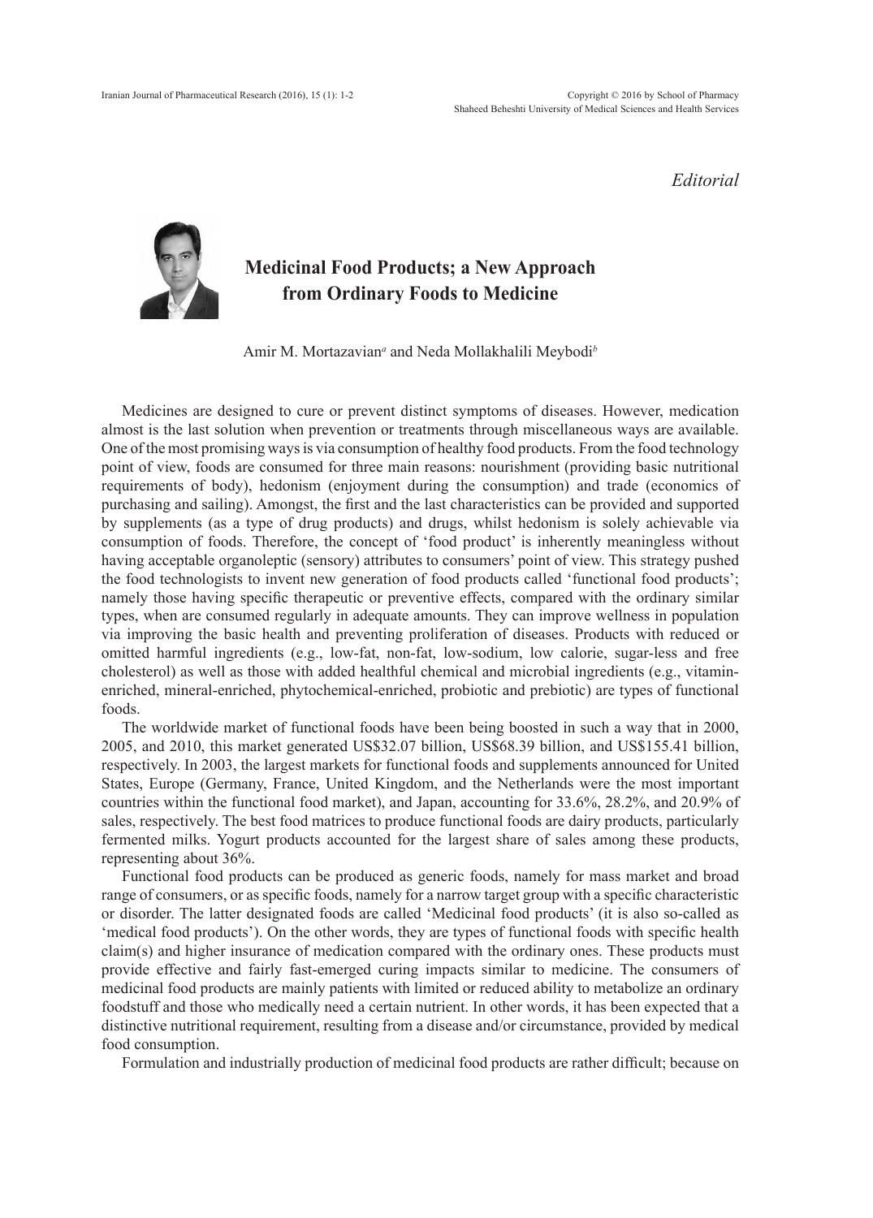*Editorial*

# Medicinal Food Products; a New Approach from Ordinary Foods to Medicine

Amir M. Mortazavian[a] and Neda Mollakhalili Meybodi[b]

Medicines are designed to cure or prevent distinct symptoms of diseases. However, medication almost is the last solution when prevention or treatments through miscellaneous ways are available. One of the most promising ways is via consumption of healthy food products. From the food technology point of view, foods are consumed for three main reasons: nourishment (providing basic nutritional requirements of body), hedonism (enjoyment during the consumption) and trade (economics of purchasing and sailing). Amongst, the first and the last characteristics can be provided and supported by supplements (as a type of drug products) and drugs, whilst hedonism is solely achievable via consumption of foods. Therefore, the concept of 'food product' is inherently meaningless without having acceptable organoleptic (sensory) attributes to consumers' point of view. This strategy pushed the food technologists to invent new generation of food products called 'functional food products'; namely those having specific therapeutic or preventive effects, compared with the ordinary similar types, when are consumed regularly in adequate amounts. They can improve wellness in population via improving the basic health and preventing proliferation of diseases. Products with reduced or omitted harmful ingredients (e.g., low-fat, non-fat, low-sodium, low calorie, sugar-less and free cholesterol) as well as those with added healthful chemical and microbial ingredients (e.g., vitamin-enriched, mineral-enriched, phytochemical-enriched, probiotic and prebiotic) are types of functional foods.

The worldwide market of functional foods have been being boosted in such a way that in 2000, 2005, and 2010, this market generated US$32.07 billion, US$68.39 billion, and US$155.41 billion, respectively. In 2003, the largest markets for functional foods and supplements announced for United States, Europe (Germany, France, United Kingdom, and the Netherlands were the most important countries within the functional food market), and Japan, accounting for 33.6%, 28.2%, and 20.9% of sales, respectively. The best food matrices to produce functional foods are dairy products, particularly fermented milks. Yogurt products accounted for the largest share of sales among these products, representing about 36%.

Functional food products can be produced as generic foods, namely for mass market and broad range of consumers, or as specific foods, namely for a narrow target group with a specific characteristic or disorder. The latter designated foods are called 'Medicinal food products' (it is also so-called as 'medical food products'). On the other words, they are types of functional foods with specific health claim(s) and higher insurance of medication compared with the ordinary ones. These products must provide effective and fairly fast-emerged curing impacts similar to medicine. The consumers of medicinal food products are mainly patients with limited or reduced ability to metabolize an ordinary foodstuff and those who medically need a certain nutrient. In other words, it has been expected that a distinctive nutritional requirement, resulting from a disease and/or circumstance, provided by medical food consumption.

Formulation and industrially production of medicinal food products are rather difficult; because on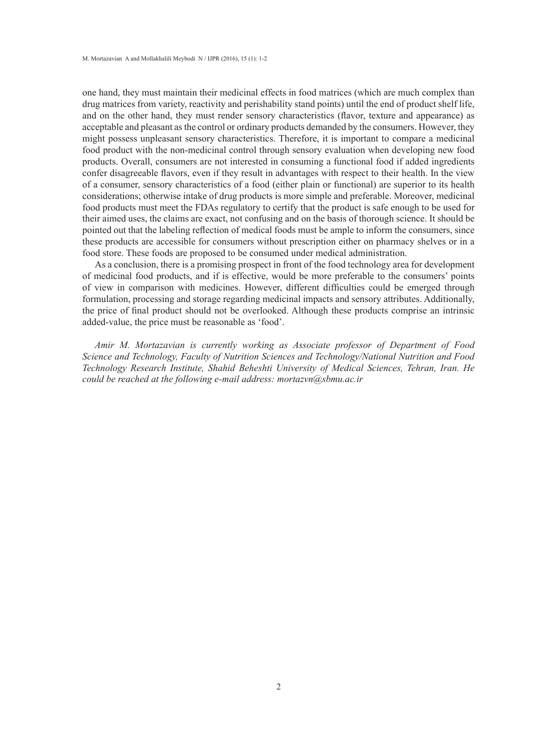one hand, they must maintain their medicinal effects in food matrices (which are much complex than drug matrices from variety, reactivity and perishability stand points) until the end of product shelf life, and on the other hand, they must render sensory characteristics (flavor, texture and appearance) as acceptable and pleasant as the control or ordinary products demanded by the consumers. However, they might possess unpleasant sensory characteristics. Therefore, it is important to compare a medicinal food product with the non-medicinal control through sensory evaluation when developing new food products. Overall, consumers are not interested in consuming a functional food if added ingredients confer disagreeable flavors, even if they result in advantages with respect to their health. In the view of a consumer, sensory characteristics of a food (either plain or functional) are superior to its health considerations; otherwise intake of drug products is more simple and preferable. Moreover, medicinal food products must meet the FDAs regulatory to certify that the product is safe enough to be used for their aimed uses, the claims are exact, not confusing and on the basis of thorough science. It should be pointed out that the labeling reflection of medical foods must be ample to inform the consumers, since these products are accessible for consumers without prescription either on pharmacy shelves or in a food store. These foods are proposed to be consumed under medical administration.

As a conclusion, there is a promising prospect in front of the food technology area for development of medicinal food products, and if is effective, would be more preferable to the consumers' points of view in comparison with medicines. However, different difficulties could be emerged through formulation, processing and storage regarding medicinal impacts and sensory attributes. Additionally, the price of final product should not be overlooked. Although these products comprise an intrinsic added-value, the price must be reasonable as 'food'.

*Amir M. Mortazavian is currently working as Associate professor of Department of Food Science and Technology, Faculty of Nutrition Sciences and Technology/National Nutrition and Food Technology Research Institute, Shahid Beheshti University of Medical Sciences, Tehran, Iran. He could be reached at the following e-mail address: mortazvn@sbmu.ac.ir*